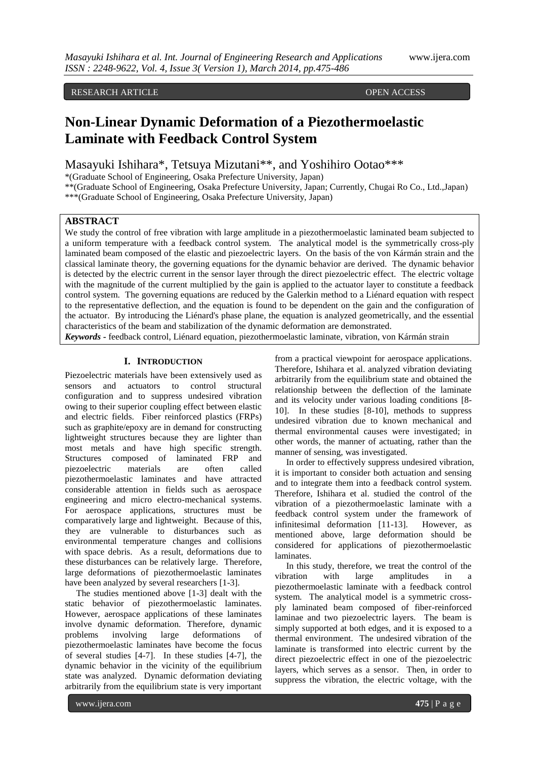RESEARCH ARTICLE OPEN ACCESS

# Non-Linear Dynamic Deformation of a Piezothermoelastic Laminate with Feedback Control System

Masayuki Ishihara*, Tetsuya Mizutani**, and Yoshihiro Ootao***

*(Graduate School of Engineering, Osaka Prefecture University, Japan)
**(Graduate School of Engineering, Osaka Prefecture University, Japan; Currently, Chugai Ro Co., Ltd.,Japan)
***(Graduate School of Engineering, Osaka Prefecture University, Japan)

## ABSTRACT

We study the control of free vibration with large amplitude in a piezothermoelastic laminated beam subjected to a uniform temperature with a feedback control system. The analytical model is the symmetrically cross-ply laminated beam composed of the elastic and piezoelectric layers. On the basis of the von Kármán strain and the classical laminate theory, the governing equations for the dynamic behavior are derived. The dynamic behavior is detected by the electric current in the sensor layer through the direct piezoelectric effect. The electric voltage with the magnitude of the current multiplied by the gain is applied to the actuator layer to constitute a feedback control system. The governing equations are reduced by the Galerkin method to a Liénard equation with respect to the representative deflection, and the equation is found to be dependent on the gain and the configuration of the actuator. By introducing the Liénard's phase plane, the equation is analyzed geometrically, and the essential characteristics of the beam and stabilization of the dynamic deformation are demonstrated.

***Keywords*** **-** feedback control, Liénard equation, piezothermoelastic laminate, vibration, von Kármán strain

## I. INTRODUCTION

Piezoelectric materials have been extensively used as sensors and actuators to control structural configuration and to suppress undesired vibration owing to their superior coupling effect between elastic and electric fields. Fiber reinforced plastics (FRPs) such as graphite/epoxy are in demand for constructing lightweight structures because they are lighter than most metals and have high specific strength. Structures composed of laminated FRP and piezoelectric materials are often called piezothermoelastic laminates and have attracted considerable attention in fields such as aerospace engineering and micro electro-mechanical systems. For aerospace applications, structures must be comparatively large and lightweight. Because of this, they are vulnerable to disturbances such as environmental temperature changes and collisions with space debris. As a result, deformations due to these disturbances can be relatively large. Therefore, large deformations of piezothermoelastic laminates have been analyzed by several researchers [1-3].

The studies mentioned above [1-3] dealt with the static behavior of piezothermoelastic laminates. However, aerospace applications of these laminates involve dynamic deformation. Therefore, dynamic problems involving large deformations of piezothermoelastic laminates have become the focus of several studies [4-7]. In these studies [4-7], the dynamic behavior in the vicinity of the equilibrium state was analyzed. Dynamic deformation deviating arbitrarily from the equilibrium state is very important from a practical viewpoint for aerospace applications. Therefore, Ishihara et al. analyzed vibration deviating arbitrarily from the equilibrium state and obtained the relationship between the deflection of the laminate and its velocity under various loading conditions [8-10]. In these studies [8-10], methods to suppress undesired vibration due to known mechanical and thermal environmental causes were investigated; in other words, the manner of actuating, rather than the manner of sensing, was investigated.

In order to effectively suppress undesired vibration, it is important to consider both actuation and sensing and to integrate them into a feedback control system. Therefore, Ishihara et al. studied the control of the vibration of a piezothermoelastic laminate with a feedback control system under the framework of infinitesimal deformation [11-13]. However, as mentioned above, large deformation should be considered for applications of piezothermoelastic laminates.

In this study, therefore, we treat the control of the vibration with large amplitudes in a piezothermoelastic laminate with a feedback control system. The analytical model is a symmetric cross-ply laminated beam composed of fiber-reinforced laminae and two piezoelectric layers. The beam is simply supported at both edges, and it is exposed to a thermal environment. The undesired vibration of the laminate is transformed into electric current by the direct piezoelectric effect in one of the piezoelectric layers, which serves as a sensor. Then, in order to suppress the vibration, the electric voltage, with the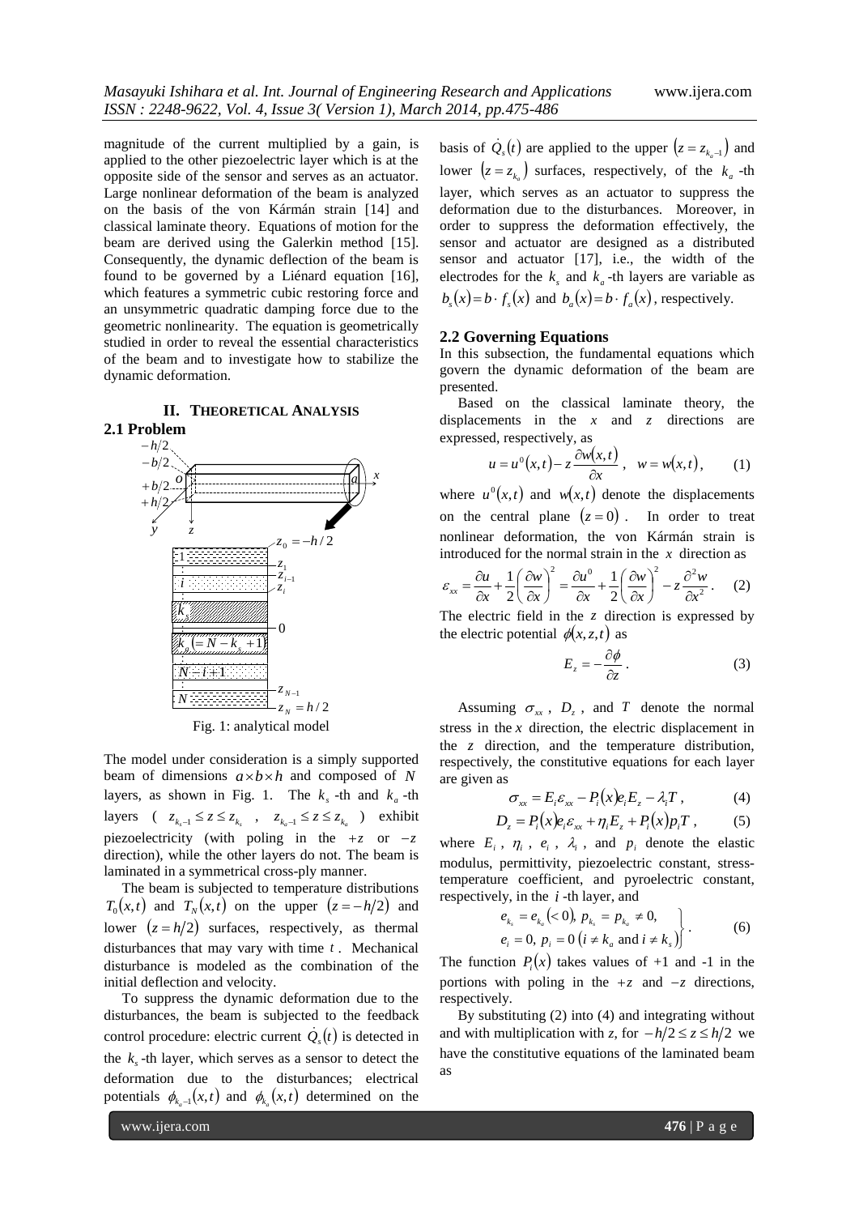magnitude of the current multiplied by a gain, is applied to the other piezoelectric layer which is at the opposite side of the sensor and serves as an actuator. Large nonlinear deformation of the beam is analyzed on the basis of the von Kármán strain [14] and classical laminate theory. Equations of motion for the beam are derived using the Galerkin method [15]. Consequently, the dynamic deflection of the beam is found to be governed by a Liénard equation [16], which features a symmetric cubic restoring force and an unsymmetric quadratic damping force due to the geometric nonlinearity. The equation is geometrically studied in order to reveal the essential characteristics of the beam and to investigate how to stabilize the dynamic deformation.

## II. THEORETICAL ANALYSIS

### 2.1 Problem

Fig. 1: analytical model

The model under consideration is a simply supported beam of dimensions $a \times b \times h$ and composed of $N$ layers, as shown in Fig. 1. The $k_s$-th and $k_a$-th layers ( $z_{k_s-1} \le z \le z_{k_s}$ , $z_{k_a-1} \le z \le z_{k_a}$ ) exhibit piezoelectricity (with poling in the $+z$ or $-z$ direction), while the other layers do not. The beam is laminated in a symmetrical cross-ply manner.

The beam is subjected to temperature distributions $T_0(x,t)$ and $T_N(x,t)$ on the upper $(z=-h/2)$ and lower $(z=h/2)$ surfaces, respectively, as thermal disturbances that may vary with time $t$. Mechanical disturbance is modeled as the combination of the initial deflection and velocity.

To suppress the dynamic deformation due to the disturbances, the beam is subjected to the feedback control procedure: electric current $\dot{Q}_s(t)$ is detected in the $k_s$-th layer, which serves as a sensor to detect the deformation due to the disturbances; electrical potentials $\phi_{k_a-1}(x,t)$ and $\phi_{k_a}(x,t)$ determined on the basis of $\dot{Q}_s(t)$ are applied to the upper $(z=z_{k_a-1})$ and lower $(z=z_{k_a})$ surfaces, respectively, of the $k_a$-th layer, which serves as an actuator to suppress the deformation due to the disturbances. Moreover, in order to suppress the deformation effectively, the sensor and actuator are designed as a distributed sensor and actuator [17], i.e., the width of the electrodes for the $k_s$ and $k_a$-th layers are variable as $b_s(x)=b\cdot f_s(x)$ and $b_a(x)=b\cdot f_a(x)$, respectively.

### 2.2 Governing Equations

In this subsection, the fundamental equations which govern the dynamic deformation of the beam are presented.

Based on the classical laminate theory, the displacements in the $x$ and $z$ directions are expressed, respectively, as

$$u = u^0(x,t) - z\frac{\partial w(x,t)}{\partial x}, \quad w = w(x,t), \qquad (1)$$

where $u^0(x,t)$ and $w(x,t)$ denote the displacements on the central plane $(z=0)$. In order to treat nonlinear deformation, the von Kármán strain is introduced for the normal strain in the $x$ direction as

$$\varepsilon_{xx} = \frac{\partial u}{\partial x} + \frac{1}{2}\left(\frac{\partial w}{\partial x}\right)^2 = \frac{\partial u^0}{\partial x} + \frac{1}{2}\left(\frac{\partial w}{\partial x}\right)^2 - z\frac{\partial^2 w}{\partial x^2}. \qquad (2)$$

The electric field in the $z$ direction is expressed by the electric potential $\phi(x,z,t)$ as

$$E_z = -\frac{\partial \phi}{\partial z}. \qquad (3)$$

Assuming $\sigma_{xx}$, $D_z$, and $T$ denote the normal stress in the $x$ direction, the electric displacement in the $z$ direction, and the temperature distribution, respectively, the constitutive equations for each layer are given as

$$\sigma_{xx} = E_i\varepsilon_{xx} - P_i(x)e_iE_z - \lambda_i T, \qquad (4)$$

$$D_z = P_i(x)e_i\varepsilon_{xx} + \eta_i E_z + P_i(x)p_i T, \qquad (5)$$

where $E_i$, $\eta_i$, $e_i$, $\lambda_i$, and $p_i$ denote the elastic modulus, permittivity, piezoelectric constant, stress-temperature coefficient, and pyroelectric constant, respectively, in the $i$-th layer, and

$$\left.\begin{aligned} &e_{k_s} = e_{k_a}(<0),\ p_{k_s} = p_{k_a} \neq 0, \\ &e_i = 0,\ p_i = 0\ (i \neq k_a \text{ and } i \neq k_s) \end{aligned}\right\}. \qquad (6)$$

The function $P_i(x)$ takes values of +1 and -1 in the portions with poling in the $+z$ and $-z$ directions, respectively.

By substituting (2) into (4) and integrating without and with multiplication with $z$, for $-h/2 \le z \le h/2$ we have the constitutive equations of the laminated beam as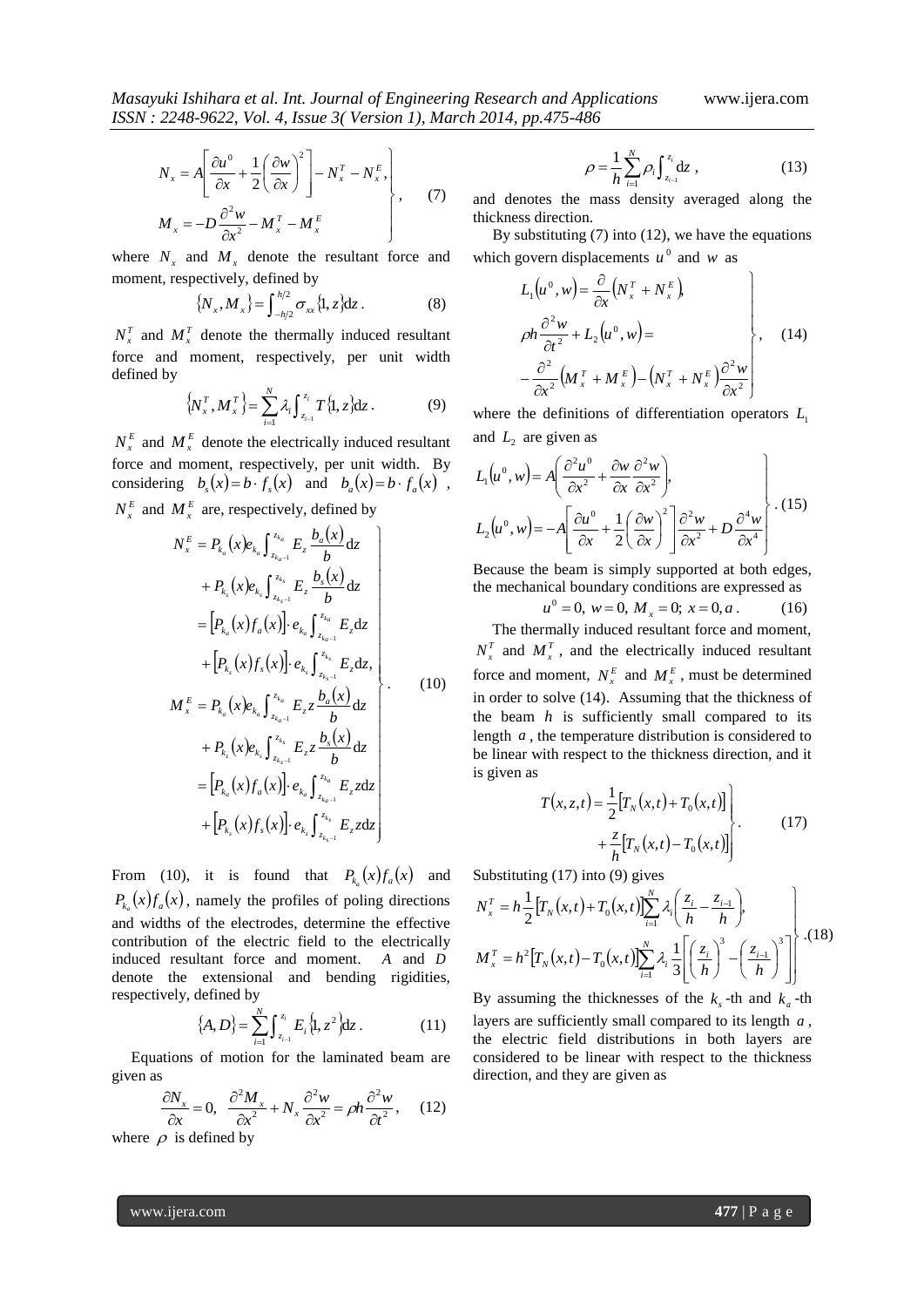$$N_x = A\left[\frac{\partial u^0}{\partial x} + \frac{1}{2}\left(\frac{\partial w}{\partial x}\right)^2\right] - N_x^T - N_x^E, \quad M_x = -D\frac{\partial^2 w}{\partial x^2} - M_x^T - M_x^E \tag{7}$$

where $N_x$ and $M_x$ denote the resultant force and moment, respectively, defined by

$$\{N_x, M_x\} = \int_{-h/2}^{h/2} \sigma_{xx}\{1, z\}\mathrm{d}z . \tag{8}$$

$N_x^T$ and $M_x^T$ denote the thermally induced resultant force and moment, respectively, per unit width defined by

$$\{N_x^T, M_x^T\} = \sum_{i=1}^{N} \lambda_i \int_{z_{i-1}}^{z_i} T\{1, z\}\mathrm{d}z . \tag{9}$$

$N_x^E$ and $M_x^E$ denote the electrically induced resultant force and moment, respectively, per unit width. By considering $b_s(x) = b \cdot f_s(x)$ and $b_a(x) = b \cdot f_a(x)$, $N_x^E$ and $M_x^E$ are, respectively, defined by

$$\begin{aligned}
N_x^E &= P_{k_a}(x)e_{k_a}\int_{z_{k_a-1}}^{z_{k_a}} E_z \frac{b_a(x)}{b}\mathrm{d}z + P_{k_s}(x)e_{k_s}\int_{z_{k_s-1}}^{z_{k_s}} E_z \frac{b_s(x)}{b}\mathrm{d}z \\
&= \left[P_{k_a}(x)f_a(x)\right]\cdot e_{k_a}\int_{z_{k_a-1}}^{z_{k_a}} E_z \mathrm{d}z + \left[P_{k_s}(x)f_s(x)\right]\cdot e_{k_s}\int_{z_{k_s-1}}^{z_{k_s}} E_z \mathrm{d}z, \\
M_x^E &= P_{k_a}(x)e_{k_a}\int_{z_{k_a-1}}^{z_{k_a}} E_z z\frac{b_a(x)}{b}\mathrm{d}z + P_{k_s}(x)e_{k_s}\int_{z_{k_s-1}}^{z_{k_s}} E_z z\frac{b_s(x)}{b}\mathrm{d}z \\
&= \left[P_{k_a}(x)f_a(x)\right]\cdot e_{k_a}\int_{z_{k_a-1}}^{z_{k_a}} E_z z\mathrm{d}z + \left[P_{k_s}(x)f_s(x)\right]\cdot e_{k_s}\int_{z_{k_s-1}}^{z_{k_s}} E_z z\mathrm{d}z
\end{aligned} \tag{10}$$

From (10), it is found that $P_{k_a}(x)f_a(x)$ and $P_{k_a}(x)f_a(x)$, namely the profiles of poling directions and widths of the electrodes, determine the effective contribution of the electric field to the electrically induced resultant force and moment. $A$ and $D$ denote the extensional and bending rigidities, respectively, defined by

$$\{A, D\} = \sum_{i=1}^{N}\int_{z_{i-1}}^{z_i} E_i\{1, z^2\}\mathrm{d}z . \tag{11}$$

Equations of motion for the laminated beam are given as

$$\frac{\partial N_x}{\partial x} = 0, \quad \frac{\partial^2 M_x}{\partial x^2} + N_x\frac{\partial^2 w}{\partial x^2} = \rho h\frac{\partial^2 w}{\partial t^2}, \tag{12}$$

where $\rho$ is defined by

$$\rho = \frac{1}{h}\sum_{i=1}^{N}\rho_i\int_{z_{i-1}}^{z_i}\mathrm{d}z , \tag{13}$$

and denotes the mass density averaged along the thickness direction.

By substituting (7) into (12), we have the equations which govern displacements $u^0$ and $w$ as

$$L_1(u^0, w) = \frac{\partial}{\partial x}\left(N_x^T + N_x^E\right), \quad \rho h\frac{\partial^2 w}{\partial t^2} + L_2(u^0, w) = -\frac{\partial^2}{\partial x^2}\left(M_x^T + M_x^E\right) - \left(N_x^T + N_x^E\right)\frac{\partial^2 w}{\partial x^2} \tag{14}$$

where the definitions of differentiation operators $L_1$ and $L_2$ are given as

$$L_1(u^0, w) = A\left(\frac{\partial^2 u^0}{\partial x^2} + \frac{\partial w}{\partial x}\frac{\partial^2 w}{\partial x^2}\right), \quad L_2(u^0, w) = -A\left[\frac{\partial u^0}{\partial x} + \frac{1}{2}\left(\frac{\partial w}{\partial x}\right)^2\right]\frac{\partial^2 w}{\partial x^2} + D\frac{\partial^4 w}{\partial x^4} \tag{15}$$

Because the beam is simply supported at both edges, the mechanical boundary conditions are expressed as

$$u^0 = 0,\ w = 0,\ M_x = 0;\ x = 0, a . \tag{16}$$

The thermally induced resultant force and moment, $N_x^T$ and $M_x^T$, and the electrically induced resultant force and moment, $N_x^E$ and $M_x^E$, must be determined in order to solve (14). Assuming that the thickness of the beam $h$ is sufficiently small compared to its length $a$, the temperature distribution is considered to be linear with respect to the thickness direction, and it is given as

$$T(x, z, t) = \frac{1}{2}\left[T_N(x,t) + T_0(x,t)\right] + \frac{z}{h}\left[T_N(x,t) - T_0(x,t)\right]. \tag{17}$$

Substituting (17) into (9) gives

$$N_x^T = h\frac{1}{2}\left[T_N(x,t) + T_0(x,t)\right]\sum_{i=1}^{N}\lambda_i\left(\frac{z_i}{h} - \frac{z_{i-1}}{h}\right), \quad M_x^T = h^2\left[T_N(x,t) - T_0(x,t)\right]\sum_{i=1}^{N}\lambda_i\frac{1}{3}\left[\left(\frac{z_i}{h}\right)^3 - \left(\frac{z_{i-1}}{h}\right)^3\right] \tag{18}$$

By assuming the thicknesses of the $k_s$-th and $k_a$-th layers are sufficiently small compared to its length $a$, the electric field distributions in both layers are considered to be linear with respect to the thickness direction, and they are given as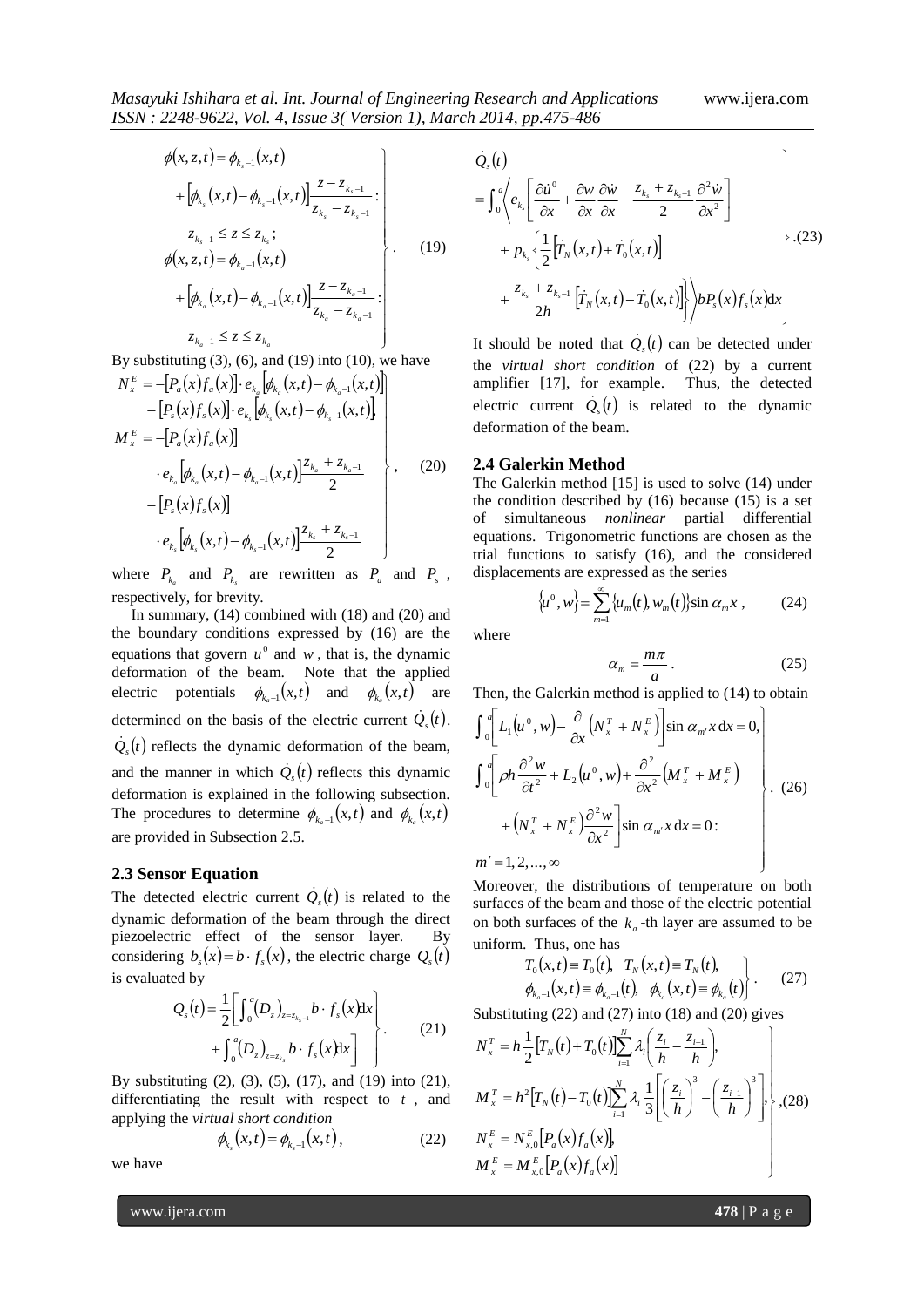$$
\left.
\begin{aligned}
&\phi(x,z,t) = \phi_{k_s-1}(x,t) \\
&\quad + \left[\phi_{k_s}(x,t) - \phi_{k_s-1}(x,t)\right]\frac{z - z_{k_s-1}}{z_{k_s} - z_{k_s-1}}: \\
&\quad z_{k_s-1} \le z \le z_{k_s}; \\
&\phi(x,z,t) = \phi_{k_a-1}(x,t) \\
&\quad + \left[\phi_{k_a}(x,t) - \phi_{k_a-1}(x,t)\right]\frac{z - z_{k_a-1}}{z_{k_a} - z_{k_a-1}}: \\
&\quad z_{k_a-1} \le z \le z_{k_a}
\end{aligned}
\right\}. \quad (19)
$$

By substituting (3), (6), and (19) into (10), we have

$$
\left.
\begin{aligned}
N_x^E &= -\left[P_a(x) f_a(x)\right] \cdot e_{k_a}\left[\phi_{k_a}(x,t) - \phi_{k_a-1}(x,t)\right] \\
&\quad - \left[P_s(x) f_s(x)\right] \cdot e_{k_s}\left[\phi_{k_s}(x,t) - \phi_{k_s-1}(x,t)\right], \\
M_x^E &= -\left[P_a(x) f_a(x)\right] \\
&\quad \cdot e_{k_a}\left[\phi_{k_a}(x,t) - \phi_{k_a-1}(x,t)\right]\frac{z_{k_a} + z_{k_a-1}}{2} \\
&\quad - \left[P_s(x) f_s(x)\right] \\
&\quad \cdot e_{k_s}\left[\phi_{k_s}(x,t) - \phi_{k_s-1}(x,t)\right]\frac{z_{k_s} + z_{k_s-1}}{2}
\end{aligned}
\right\}, \quad (20)
$$

where $P_{k_a}$ and $P_{k_s}$ are rewritten as $P_a$ and $P_s$, respectively, for brevity.

In summary, (14) combined with (18) and (20) and the boundary conditions expressed by (16) are the equations that govern $u^0$ and $w$, that is, the dynamic deformation of the beam. Note that the applied electric potentials $\phi_{k_a-1}(x,t)$ and $\phi_{k_a}(x,t)$ are determined on the basis of the electric current $\dot{Q}_s(t)$. $\dot{Q}_s(t)$ reflects the dynamic deformation of the beam, and the manner in which $\dot{Q}_s(t)$ reflects this dynamic deformation is explained in the following subsection. The procedures to determine $\phi_{k_a-1}(x,t)$ and $\phi_{k_a}(x,t)$ are provided in Subsection 2.5.

### 2.3 Sensor Equation

The detected electric current $\dot{Q}_s(t)$ is related to the dynamic deformation of the beam through the direct piezoelectric effect of the sensor layer. By considering $b_s(x) = b \cdot f_s(x)$, the electric charge $Q_s(t)$ is evaluated by

$$
\left.
\begin{aligned}
Q_s(t) = \frac{1}{2}\Big[&\int_0^a (D_z)_{z=z_{k_s-1}} b \cdot f_s(x)\mathrm{d}x \\
&+ \int_0^a (D_z)_{z=z_{k_s}} b \cdot f_s(x)\mathrm{d}x\Big]
\end{aligned}
\right\}. \quad (21)
$$

By substituting (2), (3), (5), (17), and (19) into (21), differentiating the result with respect to $t$, and applying the *virtual short condition*

$$
\phi_{k_s}(x,t) = \phi_{k_s-1}(x,t), \quad (22)
$$

we have

$$
\left.
\begin{aligned}
&\dot{Q}_s(t) \\
&= \int_0^a \Big\langle e_{k_s}\left[\frac{\partial \dot{u}^0}{\partial x} + \frac{\partial w}{\partial x}\frac{\partial \dot{w}}{\partial x} - \frac{z_{k_s} + z_{k_s-1}}{2}\frac{\partial^2 \dot{w}}{\partial x^2}\right] \\
&\quad + p_{k_s}\Big\{\frac{1}{2}\left[\dot{T}_N(x,t) + \dot{T}_0(x,t)\right] \\
&\quad + \frac{z_{k_s} + z_{k_s-1}}{2h}\left[\dot{T}_N(x,t) - \dot{T}_0(x,t)\right]\Big\}\Big\rangle b P_s(x) f_s(x)\mathrm{d}x
\end{aligned}
\right\}. \quad (23)
$$

It should be noted that $\dot{Q}_s(t)$ can be detected under the *virtual short condition* of (22) by a current amplifier [17], for example. Thus, the detected electric current $\dot{Q}_s(t)$ is related to the dynamic deformation of the beam.

### 2.4 Galerkin Method

The Galerkin method [15] is used to solve (14) under the condition described by (16) because (15) is a set of simultaneous *nonlinear* partial differential equations. Trigonometric functions are chosen as the trial functions to satisfy (16), and the considered displacements are expressed as the series

$$
\{u^0, w\} = \sum_{m=1}^{\infty}\{u_m(t), w_m(t)\}\sin \alpha_m x, \quad (24)
$$

where

$$
\alpha_m = \frac{m\pi}{a}. \quad (25)
$$

Then, the Galerkin method is applied to (14) to obtain

$$
\left.
\begin{aligned}
&\int_0^a \left[L_1(u^0, w) - \frac{\partial}{\partial x}\left(N_x^T + N_x^E\right)\right]\sin \alpha_{m'} x\,\mathrm{d}x = 0, \\
&\int_0^a \Big[\rho h \frac{\partial^2 w}{\partial t^2} + L_2(u^0, w) + \frac{\partial^2}{\partial x^2}\left(M_x^T + M_x^E\right) \\
&\quad + \left(N_x^T + N_x^E\right)\frac{\partial^2 w}{\partial x^2}\Big]\sin \alpha_{m'} x\,\mathrm{d}x = 0: \\
&m' = 1, 2, \ldots, \infty
\end{aligned}
\right\}. \quad (26)
$$

Moreover, the distributions of temperature on both surfaces of the beam and those of the electric potential on both surfaces of the $k_a$-th layer are assumed to be uniform. Thus, one has

$$
\left.
\begin{aligned}
&T_0(x,t) \equiv T_0(t), \quad T_N(x,t) \equiv T_N(t), \\
&\phi_{k_a-1}(x,t) \equiv \phi_{k_a-1}(t), \quad \phi_{k_a}(x,t) \equiv \phi_{k_a}(t)
\end{aligned}
\right\}. \quad (27)
$$

Substituting (22) and (27) into (18) and (20) gives

$$
\left.
\begin{aligned}
N_x^T &= h\frac{1}{2}\left[T_N(t) + T_0(t)\right]\sum_{i=1}^{N}\lambda_i\left(\frac{z_i}{h} - \frac{z_{i-1}}{h}\right), \\
M_x^T &= h^2\left[T_N(t) - T_0(t)\right]\sum_{i=1}^{N}\lambda_i\frac{1}{3}\left[\left(\frac{z_i}{h}\right)^3 - \left(\frac{z_{i-1}}{h}\right)^3\right], \\
N_x^E &= N_{x,0}^E\left[P_a(x) f_a(x)\right], \\
M_x^E &= M_{x,0}^E\left[P_a(x) f_a(x)\right]
\end{aligned}
\right\}, \quad (28)
$$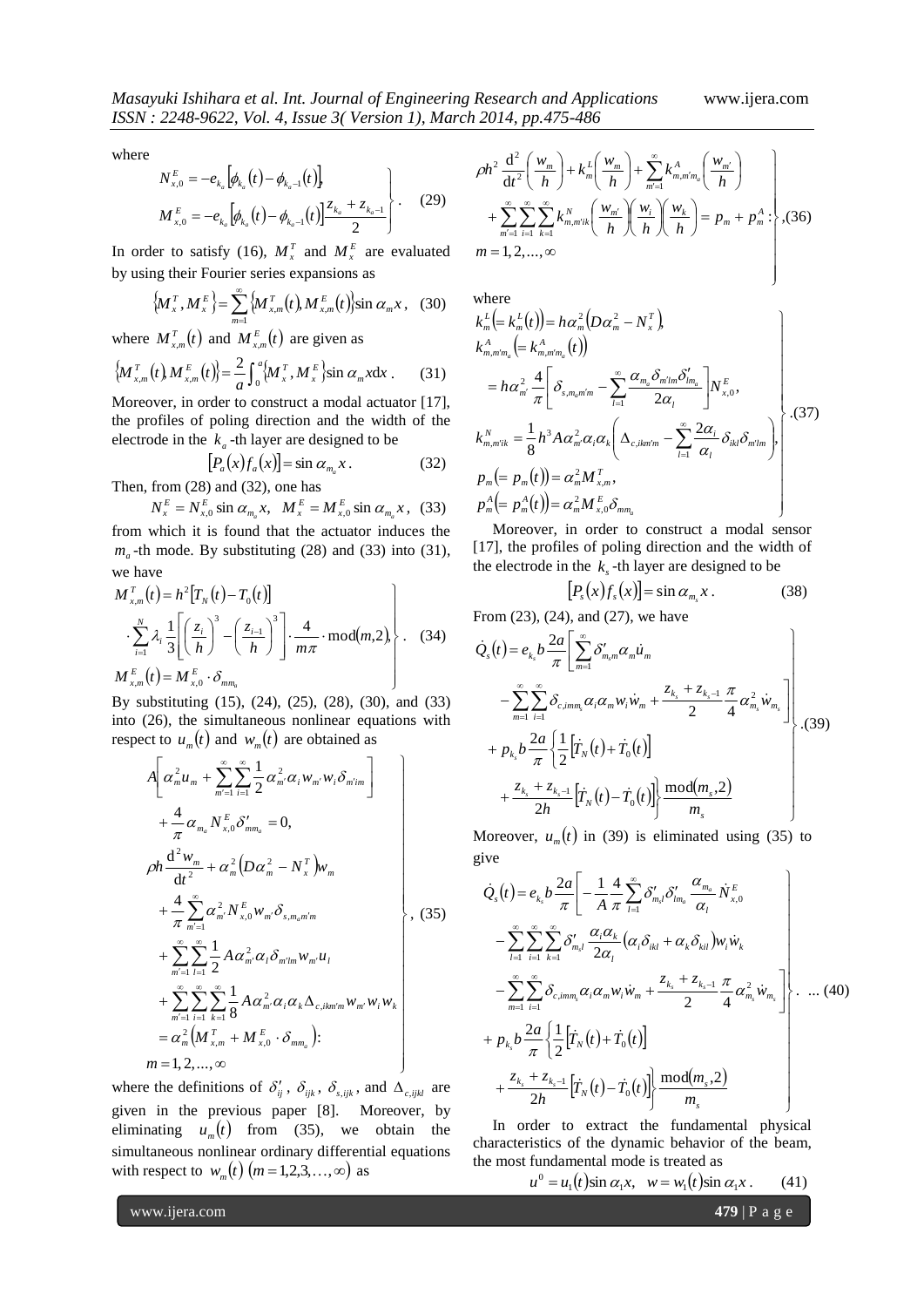where

$$\left.\begin{aligned} N_{x,0}^{E} &= -e_{k_a}\left[\phi_{k_a}(t) - \phi_{k_a-1}(t)\right], \\ M_{x,0}^{E} &= -e_{k_a}\left[\phi_{k_a}(t) - \phi_{k_a-1}(t)\right]\frac{z_{k_a} + z_{k_a-1}}{2} \end{aligned}\right\}. \quad (29)$$

In order to satisfy (16), $M_x^T$ and $M_x^E$ are evaluated by using their Fourier series expansions as

$$\left\{M_x^T, M_x^E\right\} = \sum_{m=1}^{\infty}\left\{M_{x,m}^T(t), M_{x,m}^E(t)\right\}\sin\alpha_m x, \quad (30)$$

where $M_{x,m}^T(t)$ and $M_{x,m}^E(t)$ are given as

$$\left\{M_{x,m}^T(t), M_{x,m}^E(t)\right\} = \frac{2}{a}\int_0^a\left\{M_x^T, M_x^E\right\}\sin\alpha_m x \mathrm{d}x. \quad (31)$$

Moreover, in order to construct a modal actuator [17], the profiles of poling direction and the width of the electrode in the $k_a$-th layer are designed to be

$$\left[P_a(x) f_a(x)\right] = \sin\alpha_{m_a} x. \quad (32)$$

Then, from (28) and (32), one has

$$N_x^E = N_{x,0}^E \sin\alpha_{m_a} x, \quad M_x^E = M_{x,0}^E \sin\alpha_{m_a} x, \quad (33)$$

from which it is found that the actuator induces the $m_a$-th mode. By substituting (28) and (33) into (31), we have

$$\left.\begin{aligned} & M_{x,m}^T(t) = h^2\left[T_N(t) - T_0(t)\right] \\ & \cdot \sum_{i=1}^{N}\lambda_i \frac{1}{3}\left[\left(\frac{z_i}{h}\right)^3 - \left(\frac{z_{i-1}}{h}\right)^3\right]\cdot\frac{4}{m\pi}\cdot\mathrm{mod}(m,2), \\ & M_{x,m}^E(t) = M_{x,0}^E\cdot\delta_{mm_a} \end{aligned}\right\}. \quad (34)$$

By substituting (15), (24), (25), (28), (30), and (33) into (26), the simultaneous nonlinear equations with respect to $u_m(t)$ and $w_m(t)$ are obtained as

$$\left.\begin{aligned} & A\left[\alpha_m^2 u_m + \sum_{m'=1}^{\infty}\sum_{i=1}^{\infty}\frac{1}{2}\alpha_{m'}^2\alpha_i w_{m'} w_i \delta_{m'im}\right] \\ & + \frac{4}{\pi}\alpha_{m_a} N_{x,0}^E \delta'_{mm_a} = 0, \\ & \rho h\frac{\mathrm{d}^2 w_m}{\mathrm{d}t^2} + \alpha_m^2\left(D\alpha_m^2 - N_x^T\right)w_m \\ & + \frac{4}{\pi}\sum_{m'=1}^{\infty}\alpha_{m'}^2 N_{x,0}^E w_{m'}\delta_{s,m_a m' m} \\ & + \sum_{m'=1}^{\infty}\sum_{l=1}^{\infty}\frac{1}{2}A\alpha_{m'}^2\alpha_l \delta_{m'lm} w_{m'} u_l \\ & + \sum_{m'=1}^{\infty}\sum_{i=1}^{\infty}\sum_{k=1}^{\infty}\frac{1}{8}A\alpha_{m'}^2\alpha_i\alpha_k\Delta_{c,ikm'm} w_{m'} w_i w_k \\ & = \alpha_m^2\left(M_{x,m}^T + M_{x,0}^E\cdot\delta_{mm_a}\right): \\ & m = 1,2,\ldots,\infty \end{aligned}\right\}, \quad (35)$$

where the definitions of $\delta'_{ij}$, $\delta_{ijk}$, $\delta_{s,ijk}$, and $\Delta_{c,ijkl}$ are given in the previous paper [8]. Moreover, by eliminating $u_m(t)$ from (35), we obtain the simultaneous nonlinear ordinary differential equations with respect to $w_m(t)$ $(m = 1,2,3,\ldots,\infty)$ as

$$\left.\begin{aligned} & \rho h^2\frac{\mathrm{d}^2}{\mathrm{d}t^2}\left(\frac{w_m}{h}\right) + k_m^L\left(\frac{w_m}{h}\right) + \sum_{m'=1}^{\infty}k_{m,m'm_a}^A\left(\frac{w_{m'}}{h}\right) \\ & + \sum_{m'=1}^{\infty}\sum_{i=1}^{\infty}\sum_{k=1}^{\infty}k_{m,m'ik}^N\left(\frac{w_{m'}}{h}\right)\left(\frac{w_i}{h}\right)\left(\frac{w_k}{h}\right) = p_m + p_m^A: \\ & m = 1,2,\ldots,\infty \end{aligned}\right\}, (36)$$

where

$$\left.\begin{aligned} & k_m^L\left(= k_m^L(t)\right) = h\alpha_m^2\left(D\alpha_m^2 - N_x^T\right), \\ & k_{m,m'm_a}^A\left(= k_{m,m'm_a}^A(t)\right) \\ & = h\alpha_{m'}^2\frac{4}{\pi}\left[\delta_{s,m_a m' m} - \sum_{l=1}^{\infty}\frac{\alpha_{m_a}\delta_{m'lm}\delta'_{lm_a}}{2\alpha_l}\right]N_{x,0}^E, \\ & k_{m,m'ik}^N = \frac{1}{8}h^3 A\alpha_{m'}^2\alpha_i\alpha_k\left(\Delta_{c,ikm'm} - \sum_{l=1}^{\infty}\frac{2\alpha_i}{\alpha_l}\delta_{ikl}\delta_{m'lm}\right), \\ & p_m\left(= p_m(t)\right) = \alpha_m^2 M_{x,m}^T, \\ & p_m^A\left(= p_m^A(t)\right) = \alpha_m^2 M_{x,0}^E\delta_{mm_a} \end{aligned}\right\}. (37)$$

Moreover, in order to construct a modal sensor [17], the profiles of poling direction and the width of the electrode in the $k_s$-th layer are designed to be

$$\left[P_s(x) f_s(x)\right] = \sin\alpha_{m_s} x. \quad (38)$$

From (23), (24), and (27), we have

$$\left.\begin{aligned} & \dot{Q}_s(t) = e_{k_s} b\frac{2a}{\pi}\left[\sum_{m=1}^{\infty}\delta'_{m_s m}\alpha_m\dot{u}_m\right. \\ & \left. - \sum_{m=1}^{\infty}\sum_{i=1}^{\infty}\delta_{c,imm_s}\alpha_i\alpha_m w_i\dot{w}_m + \frac{z_{k_s} + z_{k_s-1}}{2}\frac{\pi}{4}\alpha_{m_s}^2\dot{w}_{m_s}\right] \\ & + p_{k_s} b\frac{2a}{\pi}\left\{\frac{1}{2}\left[\dot{T}_N(t) + \dot{T}_0(t)\right]\right. \\ & \left. + \frac{z_{k_s} + z_{k_s-1}}{2h}\left[\dot{T}_N(t) - \dot{T}_0(t)\right]\right\}\frac{\mathrm{mod}(m_s,2)}{m_s} \end{aligned}\right\}. (39)$$

Moreover, $u_m(t)$ in (39) is eliminated using (35) to give

$$\left.\begin{aligned} & \dot{Q}_s(t) = e_{k_s} b\frac{2a}{\pi}\left[-\frac{1}{A}\frac{4}{\pi}\sum_{l=1}^{\infty}\delta'_{m_s l}\delta'_{lm_a}\frac{\alpha_{m_a}}{\alpha_l}\dot{N}_{x,0}^E\right. \\ & - \sum_{l=1}^{\infty}\sum_{i=1}^{\infty}\sum_{k=1}^{\infty}\delta'_{m_s l}\frac{\alpha_i\alpha_k}{2\alpha_l}\left(\alpha_i\delta_{ikl} + \alpha_k\delta_{kil}\right)w_i\dot{w}_k \\ & \left. - \sum_{m=1}^{\infty}\sum_{i=1}^{\infty}\delta_{c,imm_s}\alpha_i\alpha_m w_i\dot{w}_m + \frac{z_{k_s} + z_{k_s-1}}{2}\frac{\pi}{4}\alpha_{m_s}^2\dot{w}_{m_s}\right] \\ & + p_{k_s} b\frac{2a}{\pi}\left\{\frac{1}{2}\left[\dot{T}_N(t) + \dot{T}_0(t)\right]\right. \\ & \left. + \frac{z_{k_s} + z_{k_s-1}}{2h}\left[\dot{T}_N(t) - \dot{T}_0(t)\right]\right\}\frac{\mathrm{mod}(m_s,2)}{m_s} \end{aligned}\right\}. \ \ldots (40)$$

In order to extract the fundamental physical characteristics of the dynamic behavior of the beam, the most fundamental mode is treated as

$$u^0 = u_1(t)\sin\alpha_1 x, \quad w = w_1(t)\sin\alpha_1 x. \quad (41)$$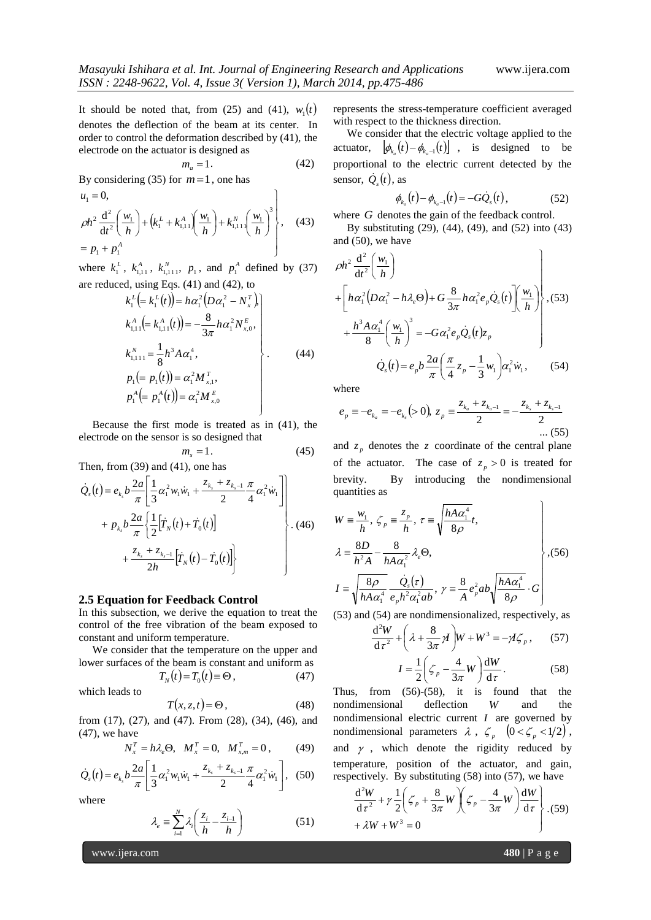It should be noted that, from (25) and (41), $w_1(t)$ denotes the deflection of the beam at its center. In order to control the deformation described by (41), the electrode on the actuator is designed as

$$m_a = 1. \tag{42}$$

By considering (35) for $m = 1$, one has

$$\left.\begin{aligned} &u_1 = 0, \\ &\rho h^2 \frac{\mathrm{d}^2}{\mathrm{d}t^2}\left(\frac{w_1}{h}\right) + \left(k_1^L + k_{1,11}^A\right)\left(\frac{w_1}{h}\right) + k_{1,111}^N\left(\frac{w_1}{h}\right)^3 \\ &= p_1 + p_1^A \end{aligned}\right\}, \tag{43}$$

where $k_1^L$, $k_{1,11}^A$, $k_{1,111}^N$, $p_1$, and $p_1^A$ defined by (37) are reduced, using Eqs. (41) and (42), to

$$\left.\begin{aligned} &k_1^L\left(= k_1^L(t)\right) = h\alpha_1^2\left(D\alpha_1^2 - N_x^T\right), \\ &k_{1,11}^A\left(= k_{1,11}^A(t)\right) = -\frac{8}{3\pi}h\alpha_1^2 N_{x,0}^E, \\ &k_{1,111}^N = \frac{1}{8}h^3 A\alpha_1^4, \\ &p_1\left(= p_1(t)\right) = \alpha_1^2 M_{x,1}^T, \\ &p_1^A\left(= p_1^A(t)\right) = \alpha_1^2 M_{x,0}^E \end{aligned}\right\}. \tag{44}$$

Because the first mode is treated as in (41), the electrode on the sensor is so designed that

$$m_s = 1. \tag{45}$$

Then, from (39) and (41), one has

$$\left.\begin{aligned} \dot{Q}_s(t) &= e_{k_s} b\frac{2a}{\pi}\left[\frac{1}{3}\alpha_1^2 w_1\dot{w}_1 + \frac{z_{k_s} + z_{k_s-1}}{2}\frac{\pi}{4}\alpha_1^2\dot{w}_1\right] \\ &+ p_{k_s} b\frac{2a}{\pi}\left\{\frac{1}{2}\left[\dot{T}_N(t) + \dot{T}_0(t)\right]\right. \\ &\left. + \frac{z_{k_s} + z_{k_s-1}}{2h}\left[\dot{T}_N(t) - \dot{T}_0(t)\right]\right\} \end{aligned}\right\}. \tag{46}$$

## 2.5 Equation for Feedback Control

In this subsection, we derive the equation to treat the control of the free vibration of the beam exposed to constant and uniform temperature.

We consider that the temperature on the upper and lower surfaces of the beam is constant and uniform as

$$T_N(t) = T_0(t) \equiv \Theta, \tag{47}$$

which leads to

$$T(x, z, t) = \Theta, \tag{48}$$

from (17), (27), and (47). From (28), (34), (46), and (47), we have

$$N_x^T = h\lambda_e\Theta, \quad M_x^T = 0, \quad M_{x,m}^T = 0, \tag{49}$$

$$\dot{Q}_s(t) = e_{k_s} b\frac{2a}{\pi}\left[\frac{1}{3}\alpha_1^2 w_1\dot{w}_1 + \frac{z_{k_s} + z_{k_s-1}}{2}\frac{\pi}{4}\alpha_1^2\dot{w}_1\right], \tag{50}$$

where

$$\lambda_e \equiv \sum_{i=1}^{N}\lambda_i\left(\frac{z_i}{h} - \frac{z_{i-1}}{h}\right) \tag{51}$$

represents the stress-temperature coefficient averaged with respect to the thickness direction.

We consider that the electric voltage applied to the actuator, $\left|\phi_{k_a}(t) - \phi_{k_a-1}(t)\right|$, is designed to be proportional to the electric current detected by the sensor, $\dot{Q}_s(t)$, as

$$\phi_{k_a}(t) - \phi_{k_a-1}(t) = -G\dot{Q}_s(t), \tag{52}$$

where $G$ denotes the gain of the feedback control.

By substituting (29), (44), (49), and (52) into (43) and (50), we have

$$\left.\begin{aligned} &\rho h^2 \frac{\mathrm{d}^2}{\mathrm{d}t^2}\left(\frac{w_1}{h}\right) \\ &+ \left[h\alpha_1^2\left(D\alpha_1^2 - h\lambda_e\Theta\right) + G\frac{8}{3\pi}h\alpha_1^2 e_p\dot{Q}_s(t)\right]\left(\frac{w_1}{h}\right) \\ &+ \frac{h^3 A\alpha_1^4}{8}\left(\frac{w_1}{h}\right)^3 = -G\alpha_1^2 e_p\dot{Q}_s(t)z_p \end{aligned}\right\}, \tag{53}$$

$$\dot{Q}_s(t) = e_p b\frac{2a}{\pi}\left(\frac{\pi}{4}z_p - \frac{1}{3}w_1\right)\alpha_1^2\dot{w}_1, \tag{54}$$

where

$$e_p \equiv -e_{k_a} = -e_{k_s}(> 0), \; z_p \equiv \frac{z_{k_a} + z_{k_a-1}}{2} = -\frac{z_{k_s} + z_{k_s-1}}{2} \tag{55}$$

and $z_p$ denotes the $z$ coordinate of the central plane of the actuator. The case of $z_p > 0$ is treated for brevity. By introducing the nondimensional quantities as

$$\left.\begin{aligned} &W \equiv \frac{w_1}{h}, \; \zeta_p \equiv \frac{z_p}{h}, \; \tau \equiv \sqrt{\frac{hA\alpha_1^4}{8\rho}}t, \\ &\lambda \equiv \frac{8D}{h^2 A} - \frac{8}{hA\alpha_1^2}\lambda_e\Theta, \\ &I \equiv \sqrt{\frac{8\rho}{hA\alpha_1^4}}\frac{\dot{Q}_s(\tau)}{e_p h^2\alpha_1^2 ab}, \; \gamma \equiv \frac{8}{A}e_p^2 ab\sqrt{\frac{hA\alpha_1^4}{8\rho}}\cdot G \end{aligned}\right\}, \tag{56}$$

(53) and (54) are nondimensionalized, respectively, as

$$\frac{\mathrm{d}^2 W}{\mathrm{d}\tau^2} + \left(\lambda + \frac{8}{3\pi}\gamma I\right)W + W^3 = -\gamma I\zeta_p, \tag{57}$$

$$I = \frac{1}{2}\left(\zeta_p - \frac{4}{3\pi}W\right)\frac{\mathrm{d}W}{\mathrm{d}\tau}. \tag{58}$$

Thus, from (56)-(58), it is found that the nondimensional deflection $W$ and the nondimensional electric current $I$ are governed by nondimensional parameters $\lambda$, $\zeta_p$ $\left(0 < \zeta_p < 1/2\right)$, and $\gamma$, which denote the rigidity reduced by temperature, position of the actuator, and gain, respectively. By substituting (58) into (57), we have

$$\left.\begin{aligned} &\frac{\mathrm{d}^2 W}{\mathrm{d}\tau^2} + \gamma\frac{1}{2}\left(\zeta_p + \frac{8}{3\pi}W\right)\left(\zeta_p - \frac{4}{3\pi}W\right)\frac{\mathrm{d}W}{\mathrm{d}\tau} \\ &+ \lambda W + W^3 = 0 \end{aligned}\right\}. \tag{59}$$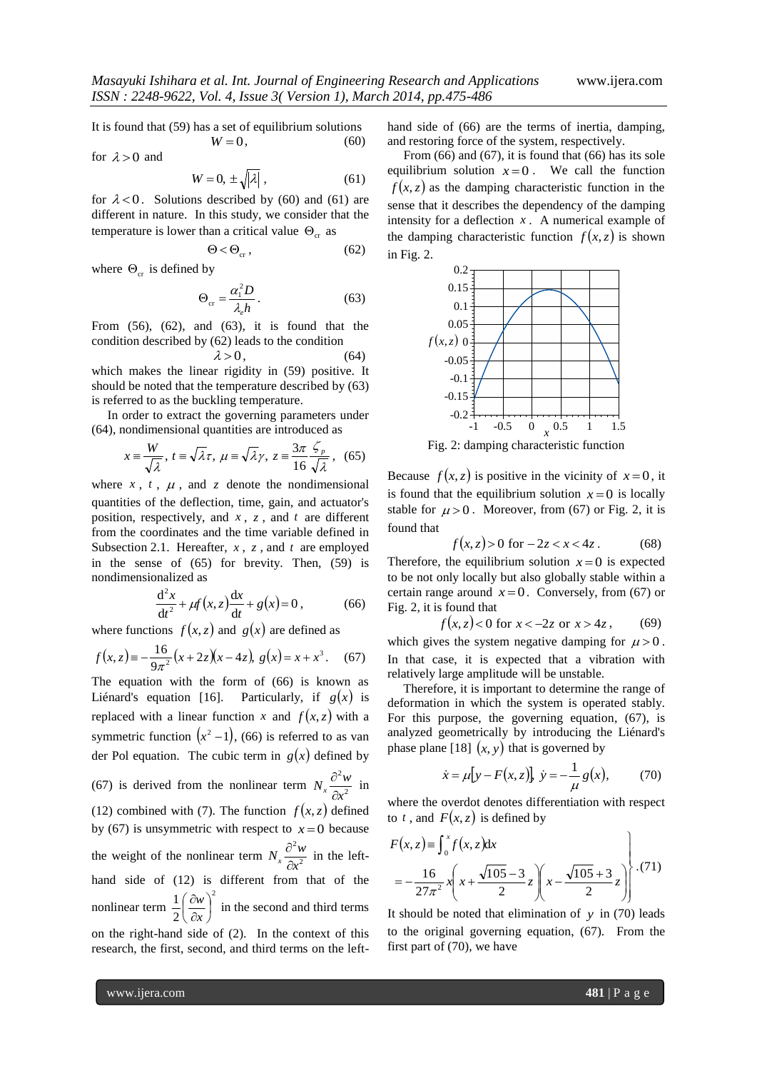It is found that (59) has a set of equilibrium solutions

$$W = 0, \tag{60}$$

for $\lambda > 0$ and

$$W = 0, \pm\sqrt{|\lambda|}, \tag{61}$$

for $\lambda < 0$. Solutions described by (60) and (61) are different in nature. In this study, we consider that the temperature is lower than a critical value $\Theta_{cr}$ as

$$\Theta < \Theta_{cr}, \tag{62}$$

where $\Theta_{cr}$ is defined by

$$\Theta_{cr} = \frac{\alpha_1^2 D}{\lambda_e h}. \tag{63}$$

From (56), (62), and (63), it is found that the condition described by (62) leads to the condition

$$\lambda > 0, \tag{64}$$

which makes the linear rigidity in (59) positive. It should be noted that the temperature described by (63) is referred to as the buckling temperature.

In order to extract the governing parameters under (64), nondimensional quantities are introduced as

$$x \equiv \frac{W}{\sqrt{\lambda}},\ t \equiv \sqrt{\lambda}\tau,\ \mu \equiv \sqrt{\lambda}\gamma,\ z \equiv \frac{3\pi}{16}\frac{\zeta_p}{\sqrt{\lambda}}, \tag{65}$$

where $x$, $t$, $\mu$, and $z$ denote the nondimensional quantities of the deflection, time, gain, and actuator's position, respectively, and $x$, $z$, and $t$ are different from the coordinates and the time variable defined in Subsection 2.1. Hereafter, $x$, $z$, and $t$ are employed in the sense of (65) for brevity. Then, (59) is nondimensionalized as

$$\frac{d^2 x}{dt^2} + \mu f(x,z)\frac{dx}{dt} + g(x) = 0, \tag{66}$$

where functions $f(x,z)$ and $g(x)$ are defined as

$$f(x,z) \equiv -\frac{16}{9\pi^2}(x+2z)(x-4z),\ g(x) = x + x^3. \tag{67}$$

The equation with the form of (66) is known as Liénard's equation [16]. Particularly, if $g(x)$ is replaced with a linear function $x$ and $f(x,z)$ with a symmetric function $(x^2-1)$, (66) is referred to as van der Pol equation. The cubic term in $g(x)$ defined by (67) is derived from the nonlinear term $N_x \frac{\partial^2 w}{\partial x^2}$ in (12) combined with (7). The function $f(x,z)$ defined by (67) is unsymmetric with respect to $x = 0$ because the weight of the nonlinear term $N_x \frac{\partial^2 w}{\partial x^2}$ in the left-hand side of (12) is different from that of the nonlinear term $\frac{1}{2}\left(\frac{\partial w}{\partial x}\right)^2$ in the second and third terms on the right-hand side of (2). In the context of this research, the first, second, and third terms on the left-hand side of (66) are the terms of inertia, damping, and restoring force of the system, respectively.

From (66) and (67), it is found that (66) has its sole equilibrium solution $x = 0$. We call the function $f(x,z)$ as the damping characteristic function in the sense that it describes the dependency of the damping intensity for a deflection $x$. A numerical example of the damping characteristic function $f(x,z)$ is shown in Fig. 2.

Fig. 2: damping characteristic function

Because $f(x,z)$ is positive in the vicinity of $x = 0$, it is found that the equilibrium solution $x = 0$ is locally stable for $\mu > 0$. Moreover, from (67) or Fig. 2, it is found that

$$f(x,z) > 0 \text{ for } -2z < x < 4z. \tag{68}$$

Therefore, the equilibrium solution $x = 0$ is expected to be not only locally but also globally stable within a certain range around $x = 0$. Conversely, from (67) or Fig. 2, it is found that

$$f(x,z) < 0 \text{ for } x < -2z \text{ or } x > 4z, \tag{69}$$

which gives the system negative damping for $\mu > 0$. In that case, it is expected that a vibration with relatively large amplitude will be unstable.

Therefore, it is important to determine the range of deformation in which the system is operated stably. For this purpose, the governing equation, (67), is analyzed geometrically by introducing the Liénard's phase plane [18] $(x, y)$ that is governed by

$$\dot{x} = \mu[y - F(x,z)],\ \dot{y} = -\frac{1}{\mu}g(x), \tag{70}$$

where the overdot denotes differentiation with respect to $t$, and $F(x,z)$ is defined by

$$\left.\begin{aligned} F(x,z) &\equiv \int_0^x f(x,z)dx \\ &= -\frac{16}{27\pi^2}x\left(x + \frac{\sqrt{105}-3}{2}z\right)\left(x - \frac{\sqrt{105}+3}{2}z\right) \end{aligned}\right\}. \tag{71}$$

It should be noted that elimination of $y$ in (70) leads to the original governing equation, (67). From the first part of (70), we have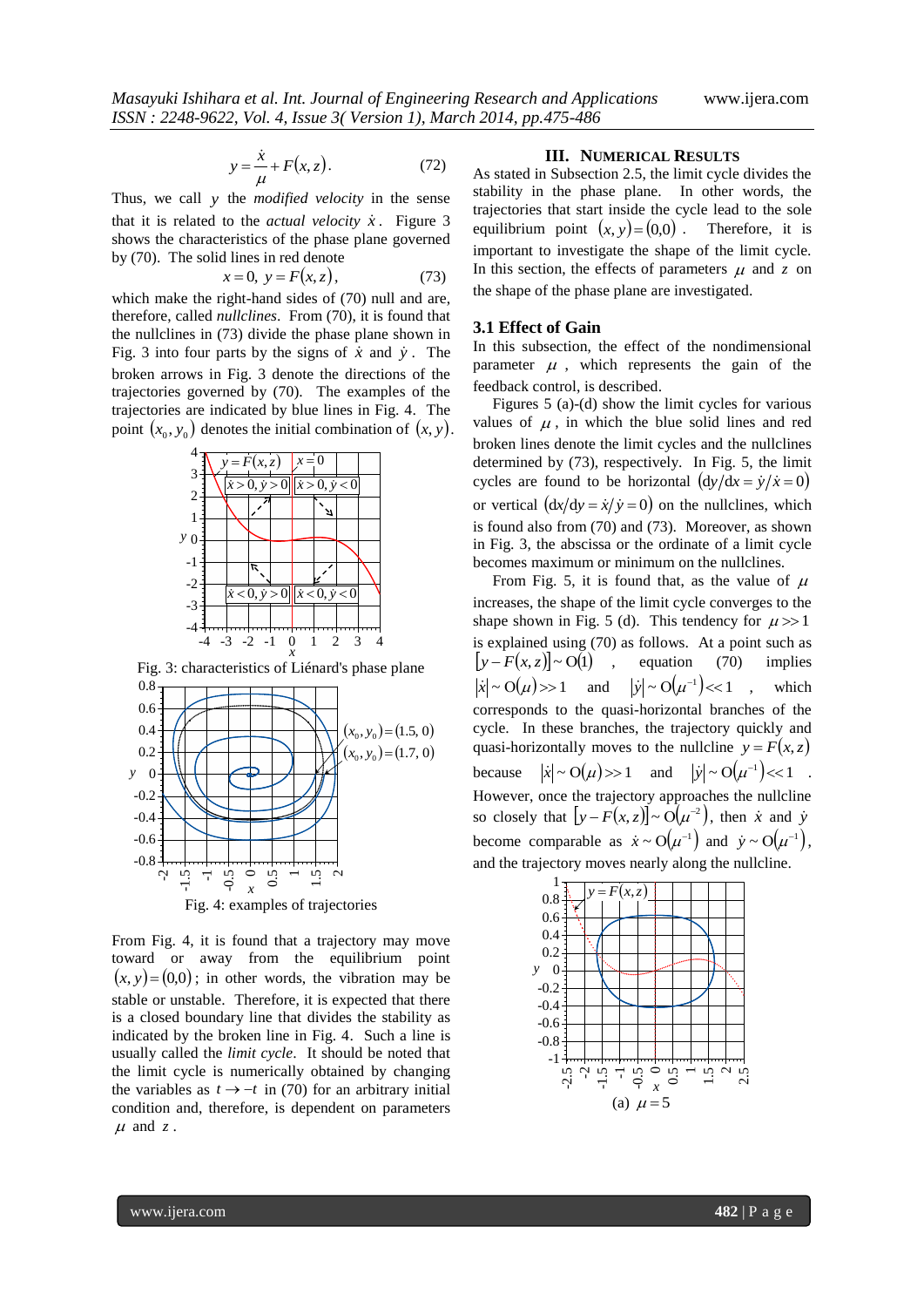$$y = \frac{\dot{x}}{\mu} + F(x,z). \tag{72}$$

Thus, we call $y$ the *modified velocity* in the sense that it is related to the *actual velocity* $\dot{x}$. Figure 3 shows the characteristics of the phase plane governed by (70). The solid lines in red denote

$$x = 0,\ y = F(x,z), \tag{73}$$

which make the right-hand sides of (70) null and are, therefore, called *nullclines*. From (70), it is found that the nullclines in (73) divide the phase plane shown in Fig. 3 into four parts by the signs of $\dot{x}$ and $\dot{y}$. The broken arrows in Fig. 3 denote the directions of the trajectories governed by (70). The examples of the trajectories are indicated by blue lines in Fig. 4. The point $(x_0, y_0)$ denotes the initial combination of $(x, y)$.

Fig. 3: characteristics of Liénard's phase plane

Fig. 4: examples of trajectories

From Fig. 4, it is found that a trajectory may move toward or away from the equilibrium point $(x, y) = (0,0)$; in other words, the vibration may be stable or unstable. Therefore, it is expected that there is a closed boundary line that divides the stability as indicated by the broken line in Fig. 4. Such a line is usually called the *limit cycle*. It should be noted that the limit cycle is numerically obtained by changing the variables as $t \to -t$ in (70) for an arbitrary initial condition and, therefore, is dependent on parameters $\mu$ and $z$.

## III. NUMERICAL RESULTS

As stated in Subsection 2.5, the limit cycle divides the stability in the phase plane. In other words, the trajectories that start inside the cycle lead to the sole equilibrium point $(x, y) = (0,0)$. Therefore, it is important to investigate the shape of the limit cycle. In this section, the effects of parameters $\mu$ and $z$ on the shape of the phase plane are investigated.

### 3.1 Effect of Gain

In this subsection, the effect of the nondimensional parameter $\mu$, which represents the gain of the feedback control, is described.

Figures 5 (a)-(d) show the limit cycles for various values of $\mu$, in which the blue solid lines and red broken lines denote the limit cycles and the nullclines determined by (73), respectively. In Fig. 5, the limit cycles are found to be horizontal $(\mathrm{d}y/\mathrm{d}x = \dot{y}/\dot{x} = 0)$ or vertical $(\mathrm{d}x/\mathrm{d}y = \dot{x}/\dot{y} = 0)$ on the nullclines, which is found also from (70) and (73). Moreover, as shown in Fig. 3, the abscissa or the ordinate of a limit cycle becomes maximum or minimum on the nullclines.

From Fig. 5, it is found that, as the value of $\mu$ increases, the shape of the limit cycle converges to the shape shown in Fig. 5 (d). This tendency for $\mu >> 1$ is explained using (70) as follows. At a point such as $[y - F(x,z)] \sim \mathrm{O}(1)$, equation (70) implies $|\dot{x}| \sim \mathrm{O}(\mu) >> 1$ and $|\dot{y}| \sim \mathrm{O}(\mu^{-1}) << 1$, which corresponds to the quasi-horizontal branches of the cycle. In these branches, the trajectory quickly and quasi-horizontally moves to the nullcline $y = F(x,z)$ because $|\dot{x}| \sim \mathrm{O}(\mu) >> 1$ and $|\dot{y}| \sim \mathrm{O}(\mu^{-1}) << 1$. However, once the trajectory approaches the nullcline so closely that $[y - F(x,z)] \sim \mathrm{O}(\mu^{-2})$, then $\dot{x}$ and $\dot{y}$ become comparable as $\dot{x} \sim \mathrm{O}(\mu^{-1})$ and $\dot{y} \sim \mathrm{O}(\mu^{-1})$, and the trajectory moves nearly along the nullcline.

(a) $\mu = 5$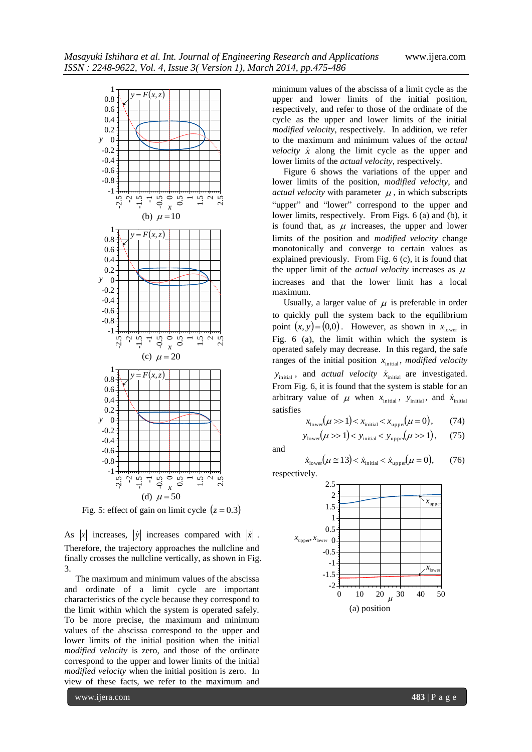(b) $\mu = 10$

(c) $\mu = 20$

(d) $\mu = 50$

Fig. 5: effect of gain on limit cycle $(z = 0.3)$

As $|x|$ increases, $|\dot{y}|$ increases compared with $|\dot{x}|$. Therefore, the trajectory approaches the nullcline and finally crosses the nullcline vertically, as shown in Fig. 3.

The maximum and minimum values of the abscissa and ordinate of a limit cycle are important characteristics of the cycle because they correspond to the limit within which the system is operated safely. To be more precise, the maximum and minimum values of the abscissa correspond to the upper and lower limits of the initial position when the initial *modified velocity* is zero, and those of the ordinate correspond to the upper and lower limits of the initial *modified velocity* when the initial position is zero. In view of these facts, we refer to the maximum and minimum values of the abscissa of a limit cycle as the upper and lower limits of the initial position, respectively, and refer to those of the ordinate of the cycle as the upper and lower limits of the initial *modified velocity*, respectively. In addition, we refer to the maximum and minimum values of the *actual velocity* $\dot{x}$ along the limit cycle as the upper and lower limits of the *actual velocity*, respectively.

Figure 6 shows the variations of the upper and lower limits of the position, *modified velocity*, and *actual velocity* with parameter $\mu$, in which subscripts "upper" and "lower" correspond to the upper and lower limits, respectively. From Figs. 6 (a) and (b), it is found that, as $\mu$ increases, the upper and lower limits of the position and *modified velocity* change monotonically and converge to certain values as explained previously. From Fig. 6 (c), it is found that the upper limit of the *actual velocity* increases as $\mu$ increases and that the lower limit has a local maximum.

Usually, a larger value of $\mu$ is preferable in order to quickly pull the system back to the equilibrium point $(x, y) = (0,0)$. However, as shown in $x_{\text{lower}}$ in Fig. 6 (a), the limit within which the system is operated safely may decrease. In this regard, the safe ranges of the initial position $x_{\text{initial}}$, *modified velocity* $y_{\text{initial}}$, and *actual velocity* $\dot{x}_{\text{initial}}$ are investigated. From Fig. 6, it is found that the system is stable for an arbitrary value of $\mu$ when $x_{\text{initial}}$, $y_{\text{initial}}$, and $\dot{x}_{\text{initial}}$ satisfies

$$x_{\text{lower}}(\mu >> 1) < x_{\text{initial}} < x_{\text{upper}}(\mu = 0), \qquad (74)$$

$$y_{\text{lower}}(\mu >> 1) < y_{\text{initial}} < y_{\text{upper}}(\mu >> 1), \qquad (75)$$

and

$$\dot{x}_{\text{lower}}(\mu \cong 13) < \dot{x}_{\text{initial}} < \dot{x}_{\text{upper}}(\mu = 0), \qquad (76)$$

respectively.

(a) position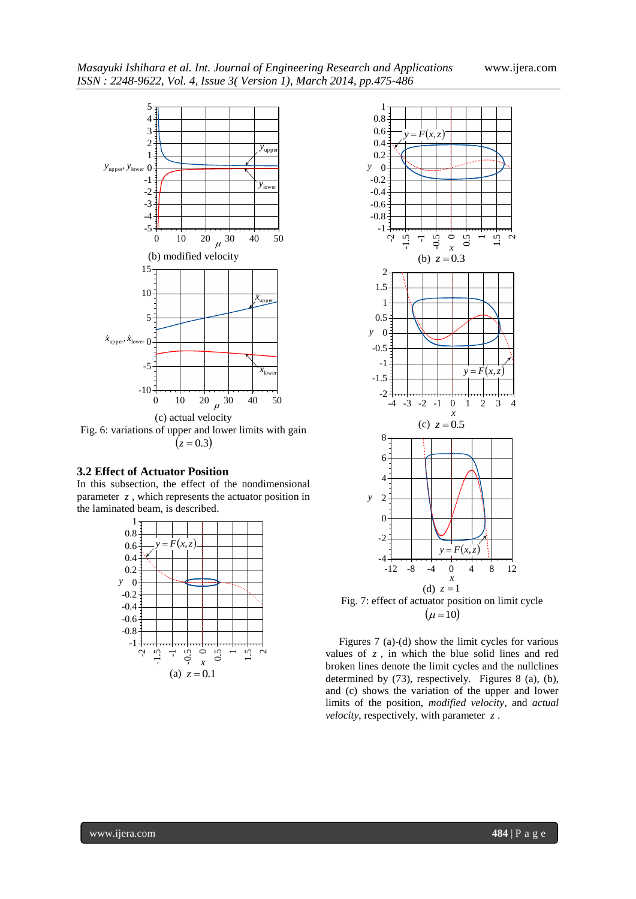(b) modified velocity

(c) actual velocity

Fig. 6: variations of upper and lower limits with gain $(z = 0.3)$

### 3.2 Effect of Actuator Position

In this subsection, the effect of the nondimensional parameter $z$, which represents the actuator position in the laminated beam, is described.

(a) $z = 0.1$

(b) $z = 0.3$

(c) $z = 0.5$

(d) $z = 1$

Fig. 7: effect of actuator position on limit cycle $(\mu = 10)$

Figures 7 (a)-(d) show the limit cycles for various values of $z$, in which the blue solid lines and red broken lines denote the limit cycles and the nullclines determined by (73), respectively. Figures 8 (a), (b), and (c) shows the variation of the upper and lower limits of the position, *modified velocity*, and *actual velocity*, respectively, with parameter $z$.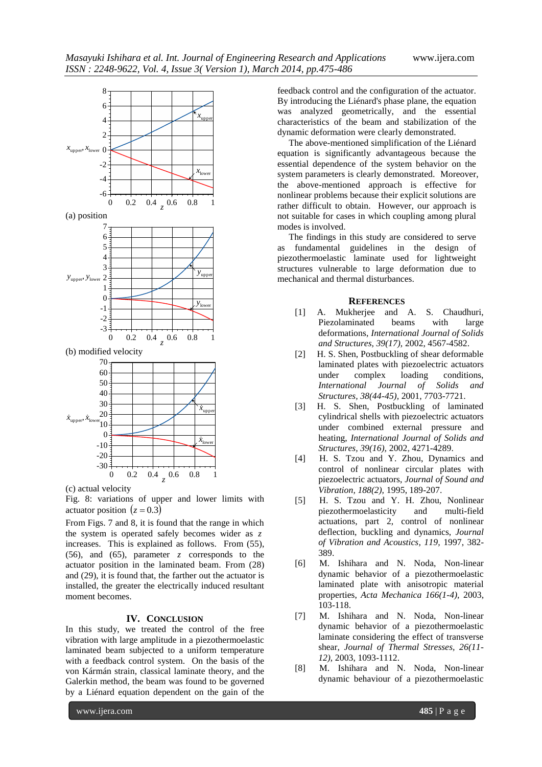(a) position

(b) modified velocity

(c) actual velocity

Fig. 8: variations of upper and lower limits with actuator position $(z = 0.3)$

From Figs. 7 and 8, it is found that the range in which the system is operated safely becomes wider as $z$ increases. This is explained as follows. From (55), (56), and (65), parameter $z$ corresponds to the actuator position in the laminated beam. From (28) and (29), it is found that, the farther out the actuator is installed, the greater the electrically induced resultant moment becomes.

## IV. Conclusion

In this study, we treated the control of the free vibration with large amplitude in a piezothermoelastic laminated beam subjected to a uniform temperature with a feedback control system. On the basis of the von Kármán strain, classical laminate theory, and the Galerkin method, the beam was found to be governed by a Liénard equation dependent on the gain of the feedback control and the configuration of the actuator. By introducing the Liénard's phase plane, the equation was analyzed geometrically, and the essential characteristics of the beam and stabilization of the dynamic deformation were clearly demonstrated.

The above-mentioned simplification of the Liénard equation is significantly advantageous because the essential dependence of the system behavior on the system parameters is clearly demonstrated. Moreover, the above-mentioned approach is effective for nonlinear problems because their explicit solutions are rather difficult to obtain. However, our approach is not suitable for cases in which coupling among plural modes is involved.

The findings in this study are considered to serve as fundamental guidelines in the design of piezothermoelastic laminate used for lightweight structures vulnerable to large deformation due to mechanical and thermal disturbances.

## References

[1] A. Mukherjee and A. S. Chaudhuri, Piezolaminated beams with large deformations, *International Journal of Solids and Structures, 39(17),* 2002, 4567-4582.

[2] H. S. Shen, Postbuckling of shear deformable laminated plates with piezoelectric actuators under complex loading conditions, *International Journal of Solids and Structures, 38(44-45),* 2001, 7703-7721.

[3] H. S. Shen, Postbuckling of laminated cylindrical shells with piezoelectric actuators under combined external pressure and heating, *International Journal of Solids and Structures, 39(16),* 2002, 4271-4289.

[4] H. S. Tzou and Y. Zhou, Dynamics and control of nonlinear circular plates with piezoelectric actuators, *Journal of Sound and Vibration, 188(2),* 1995, 189-207.

[5] H. S. Tzou and Y. H. Zhou, Nonlinear piezothermoelasticity and multi-field actuations, part 2, control of nonlinear deflection, buckling and dynamics, *Journal of Vibration and Acoustics, 119,* 1997, 382-389.

[6] M. Ishihara and N. Noda, Non-linear dynamic behavior of a piezothermoelastic laminated plate with anisotropic material properties, *Acta Mechanica 166(1-4),* 2003, 103-118.

[7] M. Ishihara and N. Noda, Non-linear dynamic behavior of a piezothermoelastic laminate considering the effect of transverse shear, *Journal of Thermal Stresses, 26(11-12),* 2003, 1093-1112.

[8] M. Ishihara and N. Noda, Non-linear dynamic behaviour of a piezothermoelastic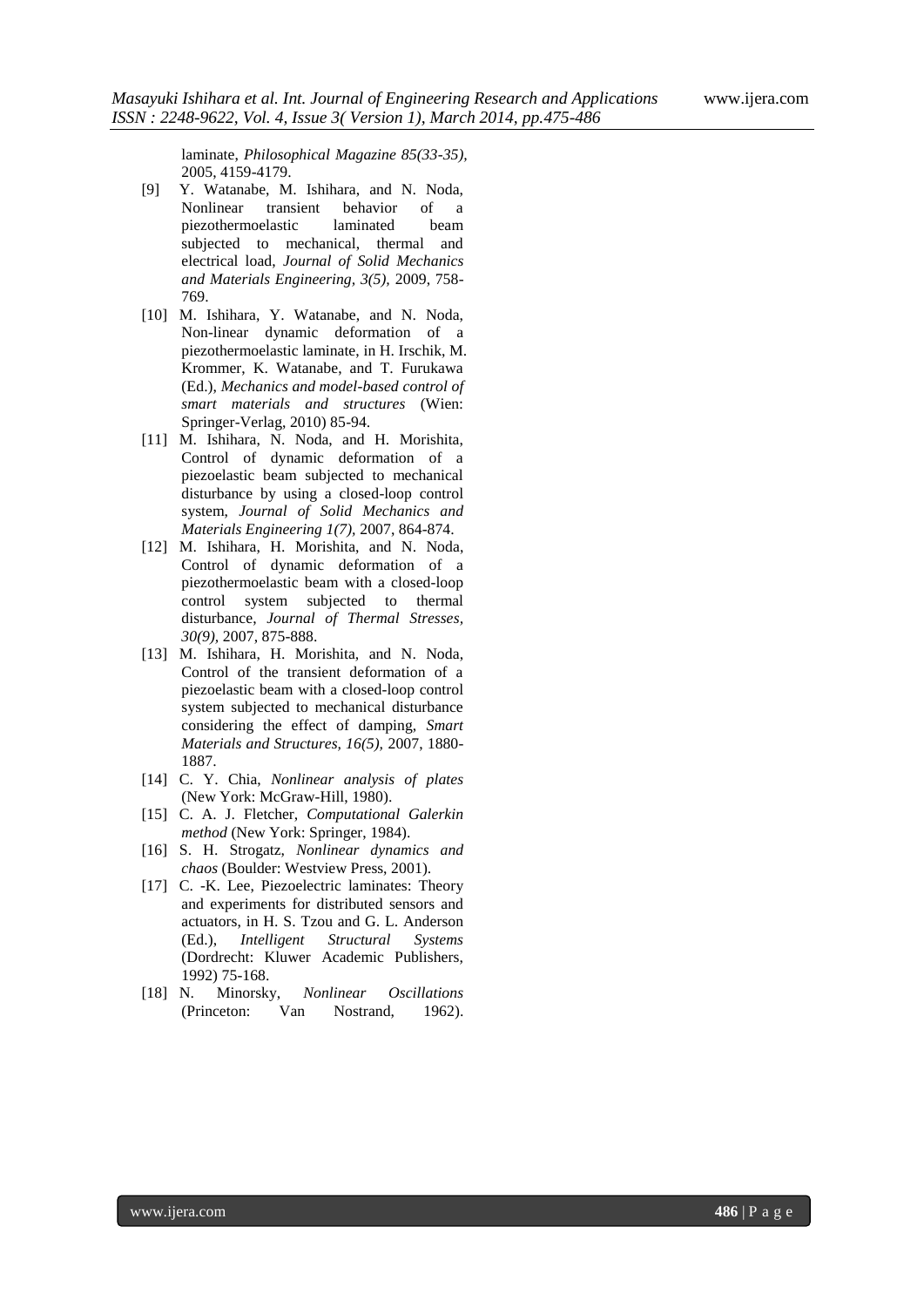laminate, *Philosophical Magazine 85(33-35)*, 2005, 4159-4179.

[9] Y. Watanabe, M. Ishihara, and N. Noda, Nonlinear transient behavior of a piezothermoelastic laminated beam subjected to mechanical, thermal and electrical load, *Journal of Solid Mechanics and Materials Engineering, 3(5),* 2009, 758-769.

[10] M. Ishihara, Y. Watanabe, and N. Noda, Non-linear dynamic deformation of a piezothermoelastic laminate, in H. Irschik, M. Krommer, K. Watanabe, and T. Furukawa (Ed.), *Mechanics and model-based control of smart materials and structures* (Wien: Springer-Verlag, 2010) 85-94.

[11] M. Ishihara, N. Noda, and H. Morishita, Control of dynamic deformation of a piezoelastic beam subjected to mechanical disturbance by using a closed-loop control system, *Journal of Solid Mechanics and Materials Engineering 1(7)*, 2007, 864-874.

[12] M. Ishihara, H. Morishita, and N. Noda, Control of dynamic deformation of a piezothermoelastic beam with a closed-loop control system subjected to thermal disturbance, *Journal of Thermal Stresses, 30(9),* 2007, 875-888.

[13] M. Ishihara, H. Morishita, and N. Noda, Control of the transient deformation of a piezoelastic beam with a closed-loop control system subjected to mechanical disturbance considering the effect of damping, *Smart Materials and Structures, 16(5),* 2007, 1880-1887.

[14] C. Y. Chia, *Nonlinear analysis of plates* (New York: McGraw-Hill, 1980).

[15] C. A. J. Fletcher, *Computational Galerkin method* (New York: Springer, 1984).

[16] S. H. Strogatz, *Nonlinear dynamics and chaos* (Boulder: Westview Press, 2001).

[17] C. -K. Lee, Piezoelectric laminates: Theory and experiments for distributed sensors and actuators, in H. S. Tzou and G. L. Anderson (Ed.), *Intelligent Structural Systems* (Dordrecht: Kluwer Academic Publishers, 1992) 75-168.

[18] N. Minorsky, *Nonlinear Oscillations* (Princeton: Van Nostrand, 1962).